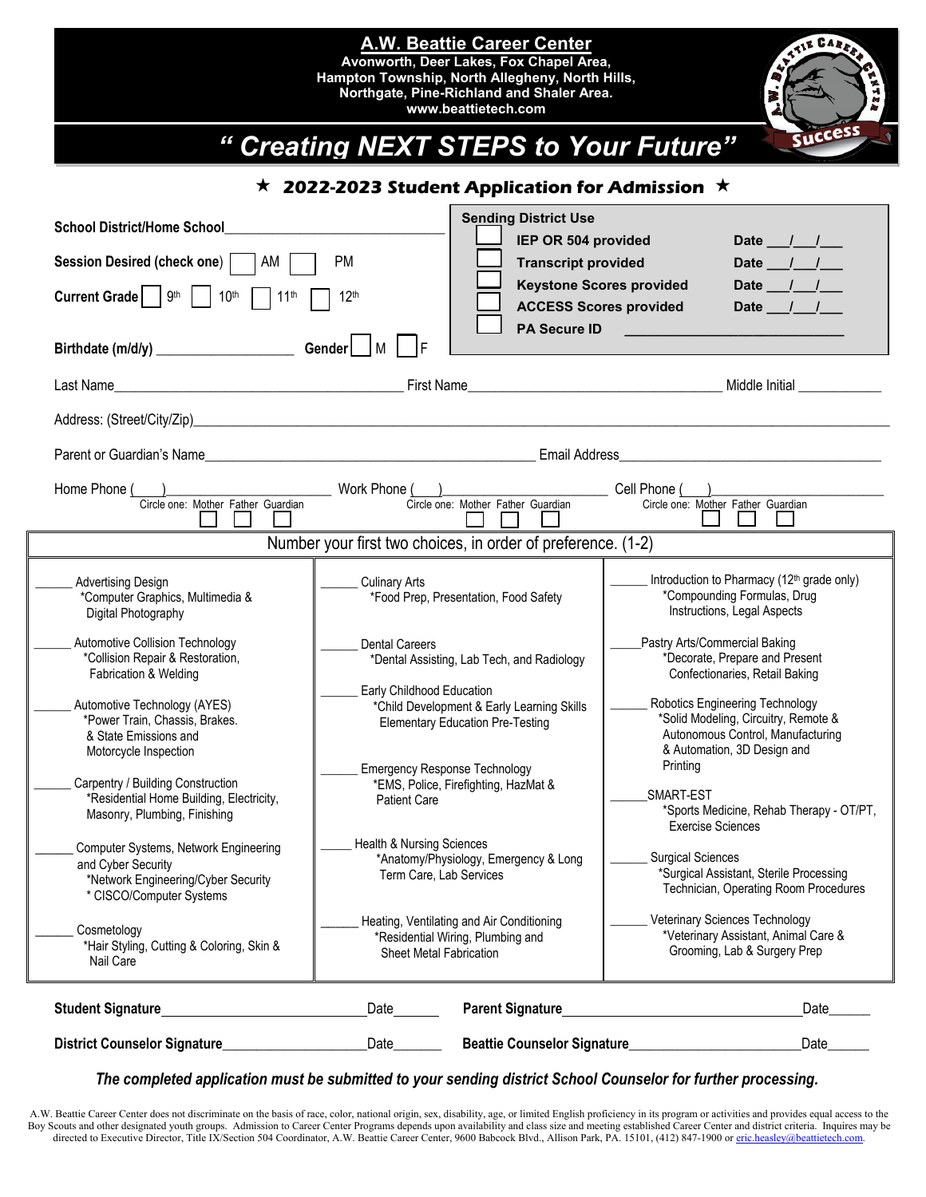# A.W. Beattie Career Center

**Avonworth, Deer Lakes, Fox Chapel Area, Hampton Township, North Allegheny, North Hills, Northgate, Pine-Richland and Shaler Area.**
**www.beattietech.com**

## *" Creating NEXT STEPS to Your Future"*

### ★ 2022-2023 Student Application for Admission ★

**School District/Home School**________________________________

**Session Desired (check one)** ☐ AM ☐ PM

**Current Grade** ☐ 9th ☐ 10th ☐ 11th ☐ 12th

**Birthdate (m/d/y)** ___________________ **Gender** ☐ M ☐ F

**Sending District Use**

| | | |
|---|---|---|
| ☐ | **IEP OR 504 provided** | **Date** ___/___/___ |
| ☐ | **Transcript provided** | **Date** ___/___/___ |
| ☐ | **Keystone Scores provided** | **Date** ___/___/___ |
| ☐ | **ACCESS Scores provided** | **Date** ___/___/___ |
| ☐ | **PA Secure ID** | ____________________________ |

Last Name__________________________________________ First Name____________________________________ Middle Initial ___________

Address: (Street/City/Zip)______________________________________________________________________________________________

Parent or Guardian's Name_______________________________________________ Email Address_____________________________________

Home Phone (___)_____________________ Circle one: Mother Father Guardian ☐ ☐ ☐

Work Phone (___)_____________________ Circle one: Mother Father Guardian ☐ ☐ ☐

Cell Phone (___)_____________________ Circle one: Mother Father Guardian ☐ ☐ ☐

**Number your first two choices, in order of preference. (1-2)**

______ Advertising Design
*Computer Graphics, Multimedia & Digital Photography

______ Automotive Collision Technology
*Collision Repair & Restoration, Fabrication & Welding

______ Automotive Technology (AYES)
*Power Train, Chassis, Brakes. & State Emissions and Motorcycle Inspection

______ Carpentry / Building Construction
*Residential Home Building, Electricity, Masonry, Plumbing, Finishing

______ Computer Systems, Network Engineering and Cyber Security
*Network Engineering/Cyber Security
* CISCO/Computer Systems

______ Cosmetology
*Hair Styling, Cutting & Coloring, Skin & Nail Care

______ Culinary Arts
*Food Prep, Presentation, Food Safety

______ Dental Careers
*Dental Assisting, Lab Tech, and Radiology

______ Early Childhood Education
*Child Development & Early Learning Skills Elementary Education Pre-Testing

______ Emergency Response Technology
*EMS, Police, Firefighting, HazMat & Patient Care

______ Health & Nursing Sciences
*Anatomy/Physiology, Emergency & Long Term Care, Lab Services

______ Heating, Ventilating and Air Conditioning
*Residential Wiring, Plumbing and Sheet Metal Fabrication

______ Introduction to Pharmacy (12th grade only)
*Compounding Formulas, Drug Instructions, Legal Aspects

______ Pastry Arts/Commercial Baking
*Decorate, Prepare and Present Confectionaries, Retail Baking

______ Robotics Engineering Technology
*Solid Modeling, Circuitry, Remote & Autonomous Control, Manufacturing & Automation, 3D Design and Printing

______ SMART-EST
*Sports Medicine, Rehab Therapy - OT/PT, Exercise Sciences

______ Surgical Sciences
*Surgical Assistant, Sterile Processing Technician, Operating Room Procedures

______ Veterinary Sciences Technology
*Veterinary Assistant, Animal Care & Grooming, Lab & Surgery Prep

**Student Signature**____________________________ Date______ **Parent Signature**________________________________ Date______

**District Counselor Signature**____________________ Date______ **Beattie Counselor Signature**______________________ Date______

***The completed application must be submitted to your sending district School Counselor for further processing.***

A.W. Beattie Career Center does not discriminate on the basis of race, color, national origin, sex, disability, age, or limited English proficiency in its program or activities and provides equal access to the Boy Scouts and other designated youth groups. Admission to Career Center Programs depends upon availability and class size and meeting established Career Center and district criteria. Inquires may be directed to Executive Director, Title IX/Section 504 Coordinator, A.W. Beattie Career Center, 9600 Babcock Blvd., Allison Park, PA. 15101, (412) 847-1900 or eric.heasley@beattietech.com.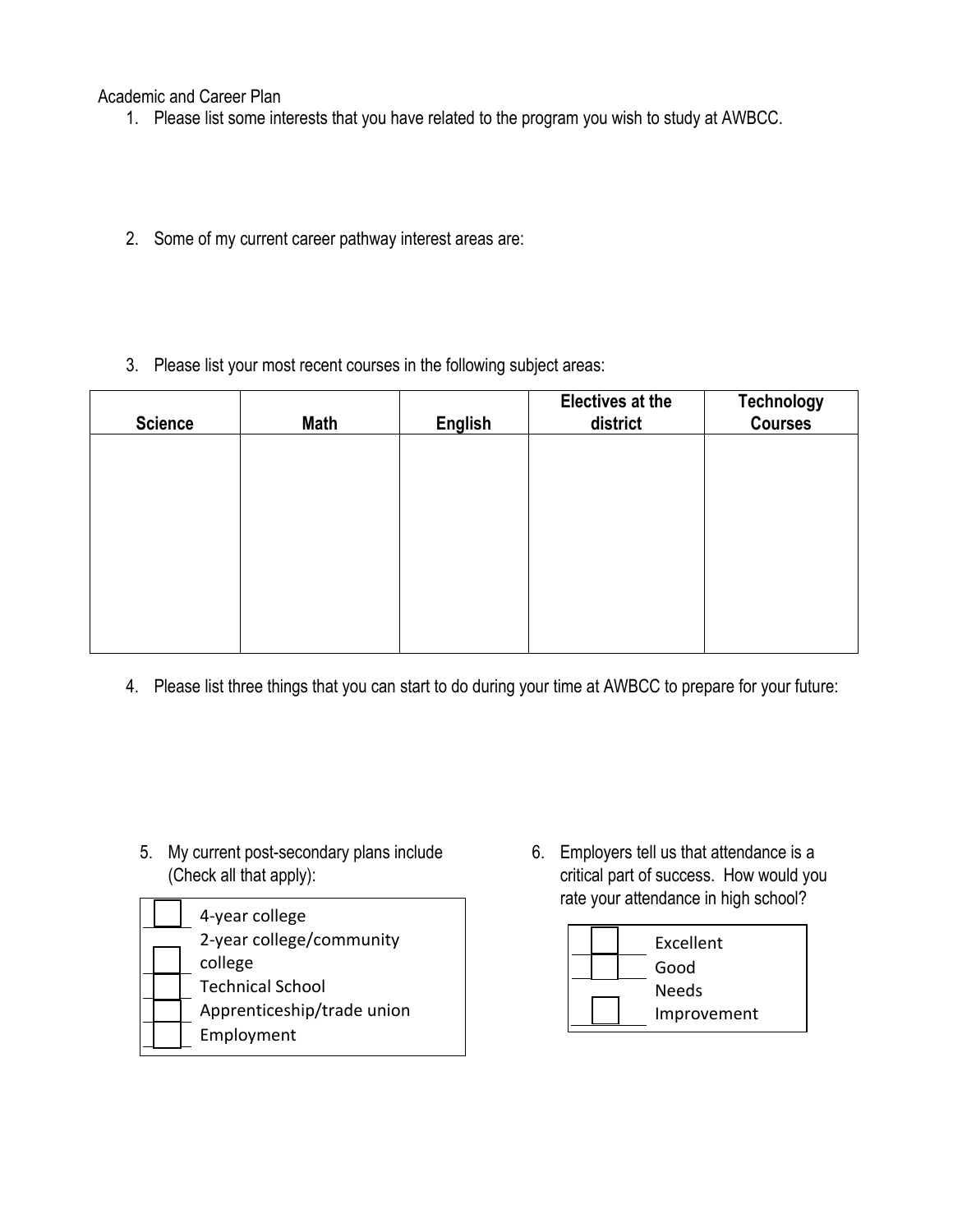Academic and Career Plan

1. Please list some interests that you have related to the program you wish to study at AWBCC.

2. Some of my current career pathway interest areas are:

3. Please list your most recent courses in the following subject areas:

| Science | Math | English | Electives at the district | Technology Courses |
|---|---|---|---|---|
| | | | | |

4. Please list three things that you can start to do during your time at AWBCC to prepare for your future:

5. My current post-secondary plans include (Check all that apply):

- ☐ 4-year college
- ☐ 2-year college/community college
- ☐ Technical School
- ☐ Apprenticeship/trade union
- ☐ Employment

6. Employers tell us that attendance is a critical part of success. How would you rate your attendance in high school?

- ☐ Excellent
- ☐ Good
- ☐ Needs Improvement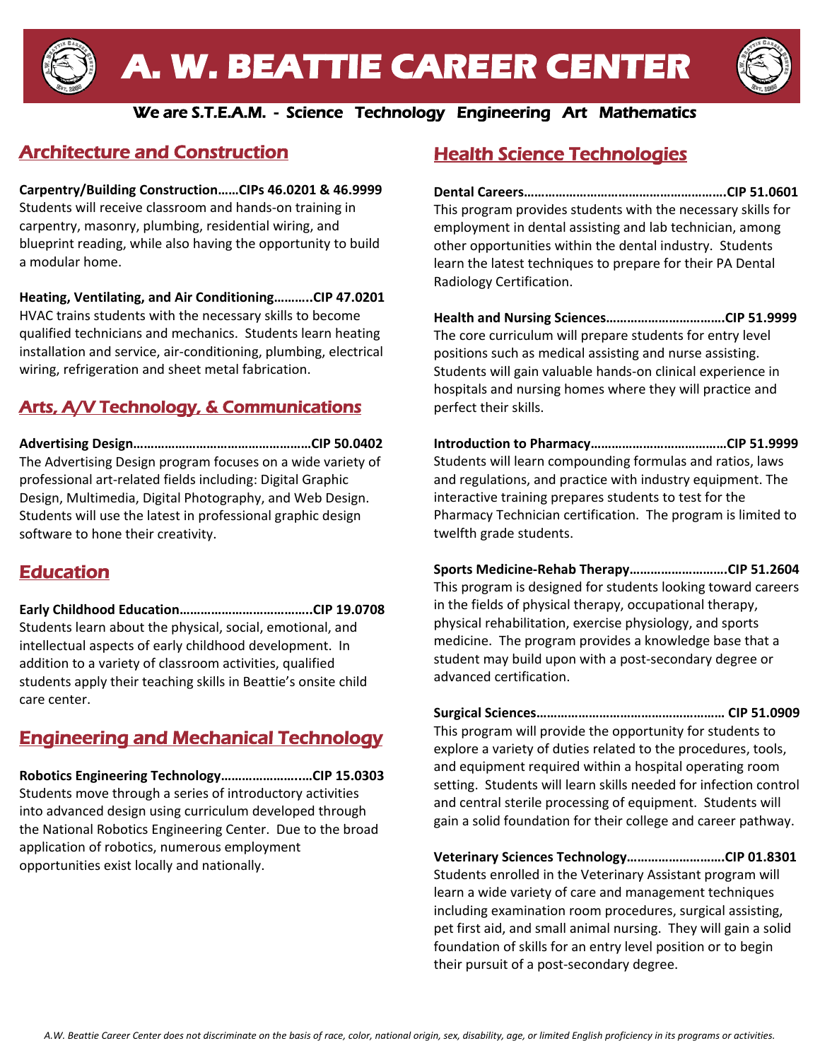# A. W. BEATTIE CAREER CENTER

**We are S.T.E.A.M. - Science Technology Engineering Art Mathematics**

## Architecture and Construction

**Carpentry/Building Construction……CIPs 46.0201 & 46.9999**
Students will receive classroom and hands-on training in carpentry, masonry, plumbing, residential wiring, and blueprint reading, while also having the opportunity to build a modular home.

**Heating, Ventilating, and Air Conditioning……….CIP 47.0201**
HVAC trains students with the necessary skills to become qualified technicians and mechanics. Students learn heating installation and service, air-conditioning, plumbing, electrical wiring, refrigeration and sheet metal fabrication.

## Arts, A/V Technology, & Communications

**Advertising Design……………………………………………CIP 50.0402**
The Advertising Design program focuses on a wide variety of professional art-related fields including: Digital Graphic Design, Multimedia, Digital Photography, and Web Design. Students will use the latest in professional graphic design software to hone their creativity.

## Education

**Early Childhood Education………………………………..CIP 19.0708**
Students learn about the physical, social, emotional, and intellectual aspects of early childhood development. In addition to a variety of classroom activities, qualified students apply their teaching skills in Beattie's onsite child care center.

## Engineering and Mechanical Technology

**Robotics Engineering Technology……………………..CIP 15.0303**
Students move through a series of introductory activities into advanced design using curriculum developed through the National Robotics Engineering Center. Due to the broad application of robotics, numerous employment opportunities exist locally and nationally.

## Health Science Technologies

**Dental Careers…………………………………………………CIP 51.0601**
This program provides students with the necessary skills for employment in dental assisting and lab technician, among other opportunities within the dental industry. Students learn the latest techniques to prepare for their PA Dental Radiology Certification.

**Health and Nursing Sciences……………………………CIP 51.9999**
The core curriculum will prepare students for entry level positions such as medical assisting and nurse assisting. Students will gain valuable hands-on clinical experience in hospitals and nursing homes where they will practice and perfect their skills.

**Introduction to Pharmacy…………………………………CIP 51.9999**
Students will learn compounding formulas and ratios, laws and regulations, and practice with industry equipment. The interactive training prepares students to test for the Pharmacy Technician certification. The program is limited to twelfth grade students.

**Sports Medicine-Rehab Therapy………………………CIP 51.2604**
This program is designed for students looking toward careers in the fields of physical therapy, occupational therapy, physical rehabilitation, exercise physiology, and sports medicine. The program provides a knowledge base that a student may build upon with a post-secondary degree or advanced certification.

**Surgical Sciences……………………………………………… CIP 51.0909**
This program will provide the opportunity for students to explore a variety of duties related to the procedures, tools, and equipment required within a hospital operating room setting. Students will learn skills needed for infection control and central sterile processing of equipment. Students will gain a solid foundation for their college and career pathway.

**Veterinary Sciences Technology………………………CIP 01.8301**
Students enrolled in the Veterinary Assistant program will learn a wide variety of care and management techniques including examination room procedures, surgical assisting, pet first aid, and small animal nursing. They will gain a solid foundation of skills for an entry level position or to begin their pursuit of a post-secondary degree.

*A.W. Beattie Career Center does not discriminate on the basis of race, color, national origin, sex, disability, age, or limited English proficiency in its programs or activities.*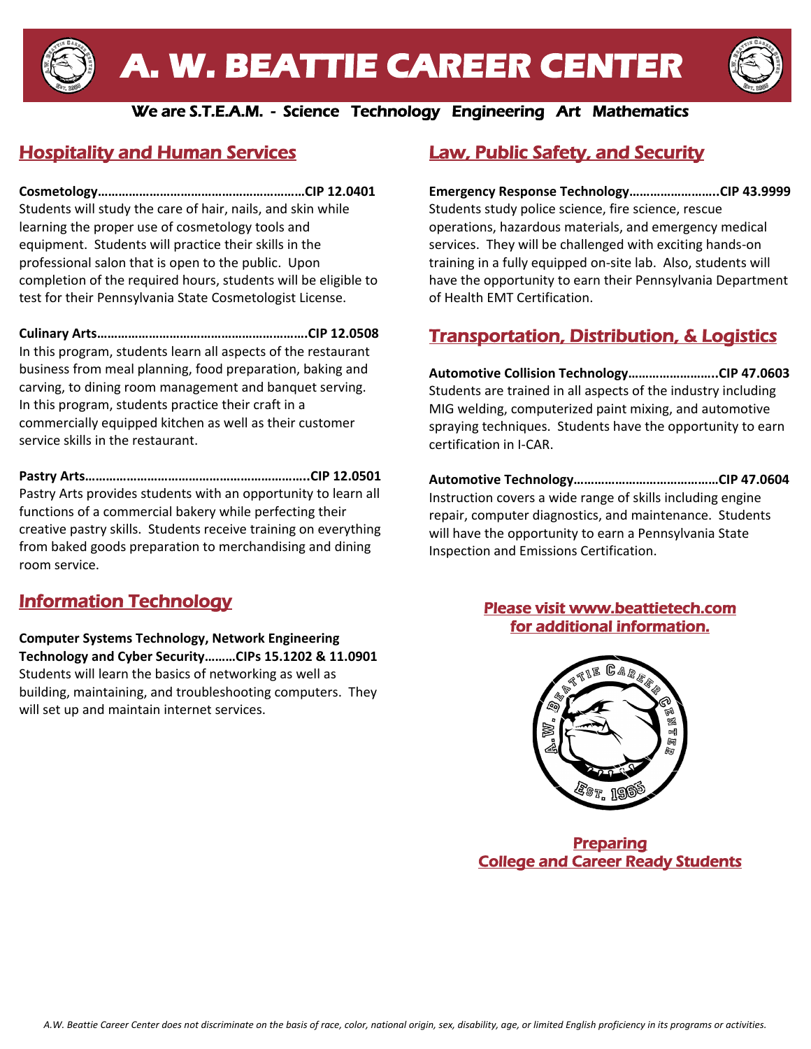# A. W. BEATTIE CAREER CENTER

We are S.T.E.A.M. - Science Technology Engineering Art Mathematics

## Hospitality and Human Services

**Cosmetology…………………………………………………CIP 12.0401**
Students will study the care of hair, nails, and skin while learning the proper use of cosmetology tools and equipment. Students will practice their skills in the professional salon that is open to the public. Upon completion of the required hours, students will be eligible to test for their Pennsylvania State Cosmetologist License.

**Culinary Arts…………………………………………………CIP 12.0508**
In this program, students learn all aspects of the restaurant business from meal planning, food preparation, baking and carving, to dining room management and banquet serving. In this program, students practice their craft in a commercially equipped kitchen as well as their customer service skills in the restaurant.

**Pastry Arts……………………………………………………..CIP 12.0501**
Pastry Arts provides students with an opportunity to learn all functions of a commercial bakery while perfecting their creative pastry skills. Students receive training on everything from baked goods preparation to merchandising and dining room service.

## Information Technology

**Computer Systems Technology, Network Engineering Technology and Cyber Security………CIPs 15.1202 & 11.0901**
Students will learn the basics of networking as well as building, maintaining, and troubleshooting computers. They will set up and maintain internet services.

## Law, Public Safety, and Security

**Emergency Response Technology……………………..CIP 43.9999**
Students study police science, fire science, rescue operations, hazardous materials, and emergency medical services. They will be challenged with exciting hands-on training in a fully equipped on-site lab. Also, students will have the opportunity to earn their Pennsylvania Department of Health EMT Certification.

## Transportation, Distribution, & Logistics

**Automotive Collision Technology……………………..CIP 47.0603**
Students are trained in all aspects of the industry including MIG welding, computerized paint mixing, and automotive spraying techniques. Students have the opportunity to earn certification in I-CAR.

**Automotive Technology……………………………………CIP 47.0604**
Instruction covers a wide range of skills including engine repair, computer diagnostics, and maintenance. Students will have the opportunity to earn a Pennsylvania State Inspection and Emissions Certification.

**Please visit www.beattietech.com for additional information.**

A. W. Beattie Career Center Est. 1965

**Preparing College and Career Ready Students**

*A.W. Beattie Career Center does not discriminate on the basis of race, color, national origin, sex, disability, age, or limited English proficiency in its programs or activities.*